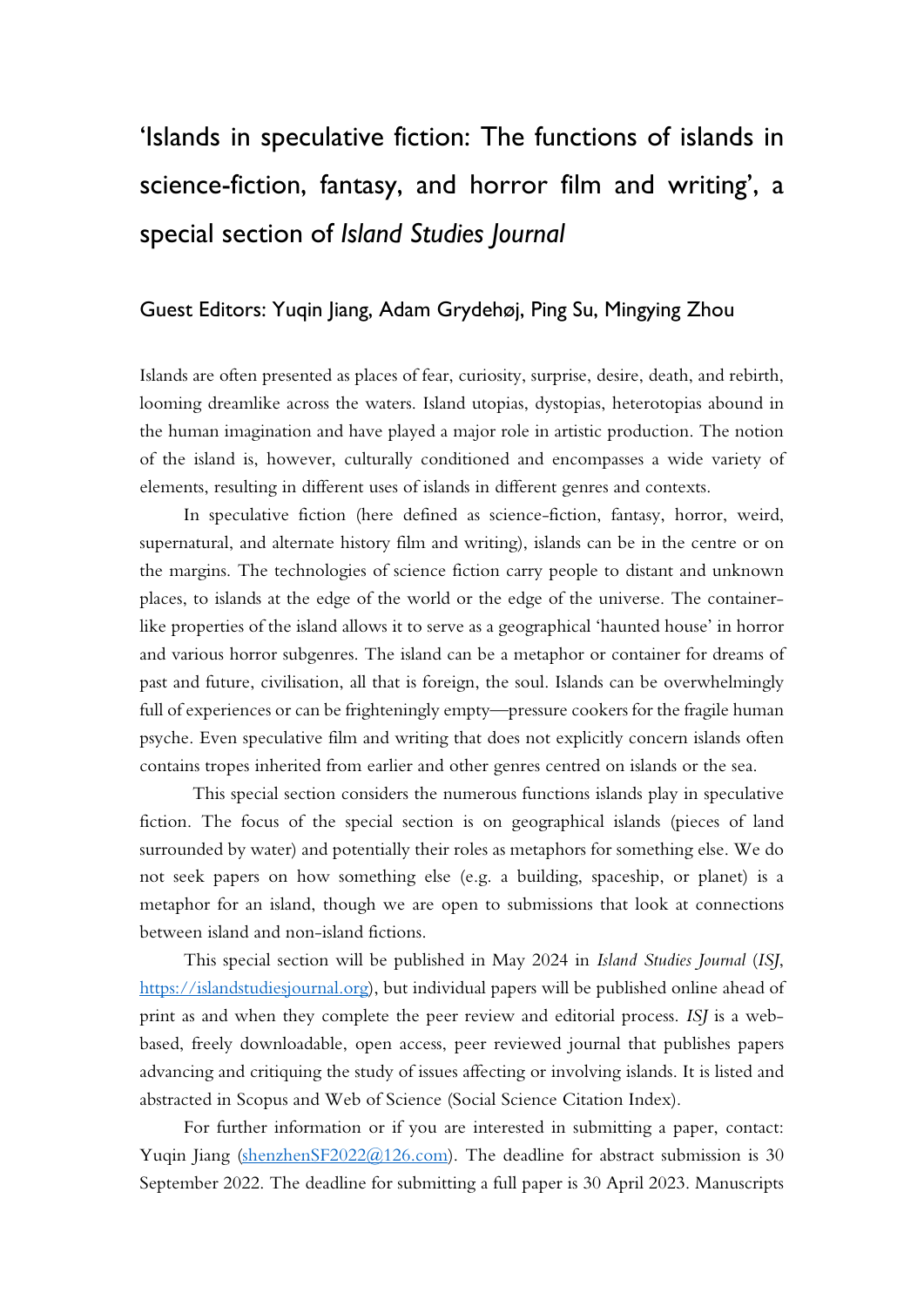# 'Islands in speculative fiction: The functions of islands in science-fiction, fantasy, and horror film and writing', a special section of *Island Studies Journal*

## Guest Editors: Yuqin Jiang, Adam Grydehøj, Ping Su, Mingying Zhou

Islands are often presented as places of fear, curiosity, surprise, desire, death, and rebirth, looming dreamlike across the waters. Island utopias, dystopias, heterotopias abound in the human imagination and have played a major role in artistic production. The notion of the island is, however, culturally conditioned and encompasses a wide variety of elements, resulting in different uses of islands in different genres and contexts.

In speculative fiction (here defined as science-fiction, fantasy, horror, weird, supernatural, and alternate history film and writing), islands can be in the centre or on the margins. The technologies of science fiction carry people to distant and unknown places, to islands at the edge of the world or the edge of the universe. The container-like properties of the island allows it to serve as a geographical 'haunted house' in horror and various horror subgenres. The island can be a metaphor or container for dreams of past and future, civilisation, all that is foreign, the soul. Islands can be overwhelmingly full of experiences or can be frighteningly empty—pressure cookers for the fragile human psyche. Even speculative film and writing that does not explicitly concern islands often contains tropes inherited from earlier and other genres centred on islands or the sea.

This special section considers the numerous functions islands play in speculative fiction. The focus of the special section is on geographical islands (pieces of land surrounded by water) and potentially their roles as metaphors for something else. We do not seek papers on how something else (e.g. a building, spaceship, or planet) is a metaphor for an island, though we are open to submissions that look at connections between island and non-island fictions.

This special section will be published in May 2024 in *Island Studies Journal* (*ISJ*, https://islandstudiesjournal.org), but individual papers will be published online ahead of print as and when they complete the peer review and editorial process. *ISJ* is a web-based, freely downloadable, open access, peer reviewed journal that publishes papers advancing and critiquing the study of issues affecting or involving islands. It is listed and abstracted in Scopus and Web of Science (Social Science Citation Index).

For further information or if you are interested in submitting a paper, contact: Yuqin Jiang (shenzhenSF2022@126.com). The deadline for abstract submission is 30 September 2022. The deadline for submitting a full paper is 30 April 2023. Manuscripts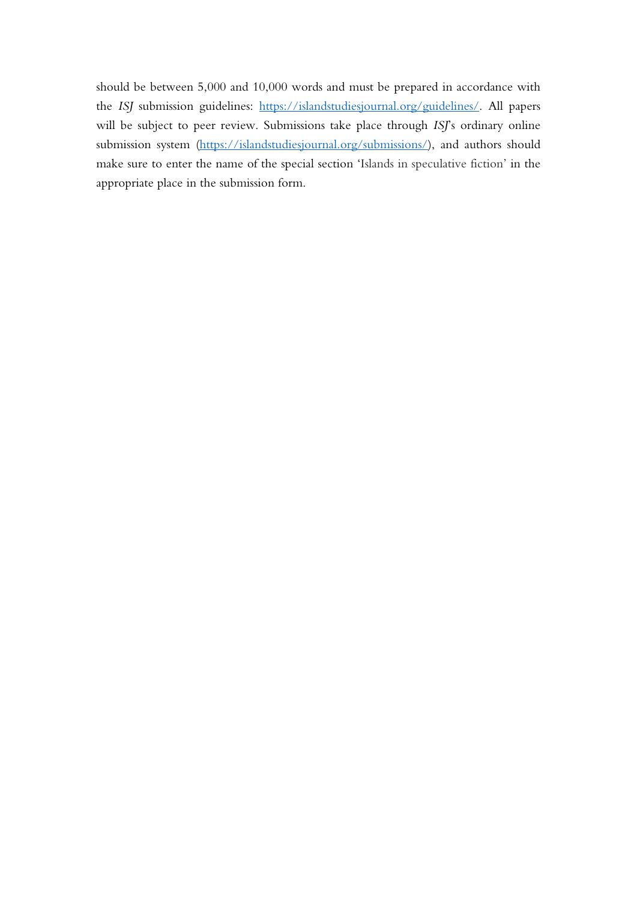should be between 5,000 and 10,000 words and must be prepared in accordance with the *ISJ* submission guidelines: https://islandstudiesjournal.org/guidelines/. All papers will be subject to peer review. Submissions take place through *ISJ*'s ordinary online submission system (https://islandstudiesjournal.org/submissions/), and authors should make sure to enter the name of the special section 'Islands in speculative fiction' in the appropriate place in the submission form.